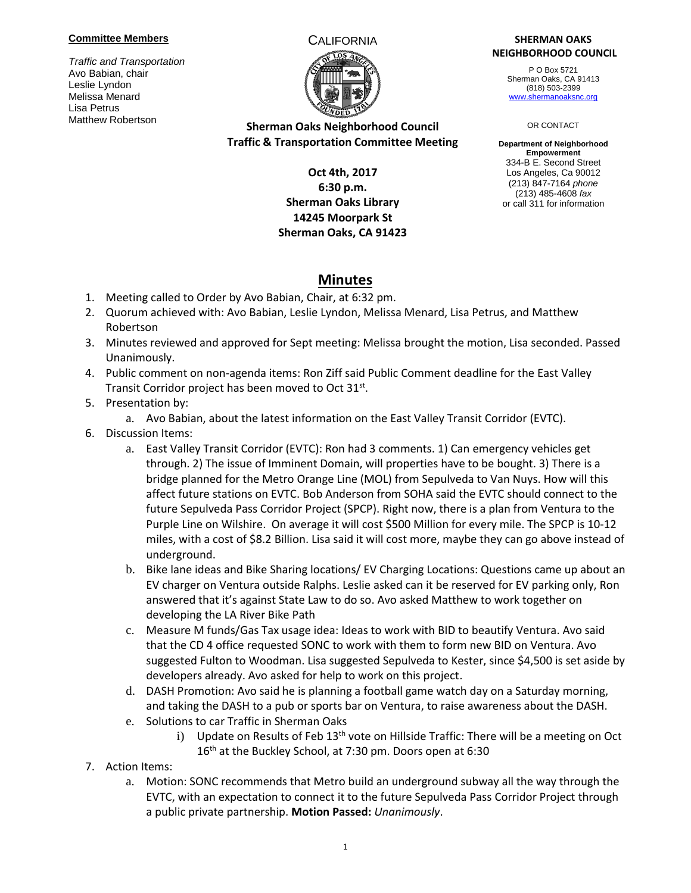**Committee Members**

*Traffic and Transportation*
Avo Babian, chair
Leslie Lyndon
Melissa Menard
Lisa Petrus
Matthew Robertson

CALIFORNIA

**Sherman Oaks Neighborhood Council**
**Traffic & Transportation Committee Meeting**

**Oct 4th, 2017**
**6:30 p.m.**
**Sherman Oaks Library**
**14245 Moorpark St**
**Sherman Oaks, CA 91423**

**SHERMAN OAKS NEIGHBORHOOD COUNCIL**
P O Box 5721
Sherman Oaks, CA 91413
(818) 503-2399
www.shermanoaksnc.org

OR CONTACT

**Department of Neighborhood Empowerment**
334-B E. Second Street
Los Angeles, Ca 90012
(213) 847-7164 *phone*
(213) 485-4608 *fax*
or call 311 for information

# Minutes

1. Meeting called to Order by Avo Babian, Chair, at 6:32 pm.
2. Quorum achieved with: Avo Babian, Leslie Lyndon, Melissa Menard, Lisa Petrus, and Matthew Robertson
3. Minutes reviewed and approved for Sept meeting: Melissa brought the motion, Lisa seconded. Passed Unanimously.
4. Public comment on non-agenda items: Ron Ziff said Public Comment deadline for the East Valley Transit Corridor project has been moved to Oct 31st.
5. Presentation by:
   a. Avo Babian, about the latest information on the East Valley Transit Corridor (EVTC).
6. Discussion Items:
   a. East Valley Transit Corridor (EVTC): Ron had 3 comments. 1) Can emergency vehicles get through. 2) The issue of Imminent Domain, will properties have to be bought. 3) There is a bridge planned for the Metro Orange Line (MOL) from Sepulveda to Van Nuys. How will this affect future stations on EVTC. Bob Anderson from SOHA said the EVTC should connect to the future Sepulveda Pass Corridor Project (SPCP). Right now, there is a plan from Ventura to the Purple Line on Wilshire. On average it will cost $500 Million for every mile. The SPCP is 10-12 miles, with a cost of $8.2 Billion. Lisa said it will cost more, maybe they can go above instead of underground.
   b. Bike lane ideas and Bike Sharing locations/ EV Charging Locations: Questions came up about an EV charger on Ventura outside Ralphs. Leslie asked can it be reserved for EV parking only, Ron answered that it's against State Law to do so. Avo asked Matthew to work together on developing the LA River Bike Path
   c. Measure M funds/Gas Tax usage idea: Ideas to work with BID to beautify Ventura. Avo said that the CD 4 office requested SONC to work with them to form new BID on Ventura. Avo suggested Fulton to Woodman. Lisa suggested Sepulveda to Kester, since $4,500 is set aside by developers already. Avo asked for help to work on this project.
   d. DASH Promotion: Avo said he is planning a football game watch day on a Saturday morning, and taking the DASH to a pub or sports bar on Ventura, to raise awareness about the DASH.
   e. Solutions to car Traffic in Sherman Oaks
      i) Update on Results of Feb 13th vote on Hillside Traffic: There will be a meeting on Oct 16th at the Buckley School, at 7:30 pm. Doors open at 6:30
7. Action Items:
   a. Motion: SONC recommends that Metro build an underground subway all the way through the EVTC, with an expectation to connect it to the future Sepulveda Pass Corridor Project through a public private partnership. **Motion Passed:** *Unanimously*.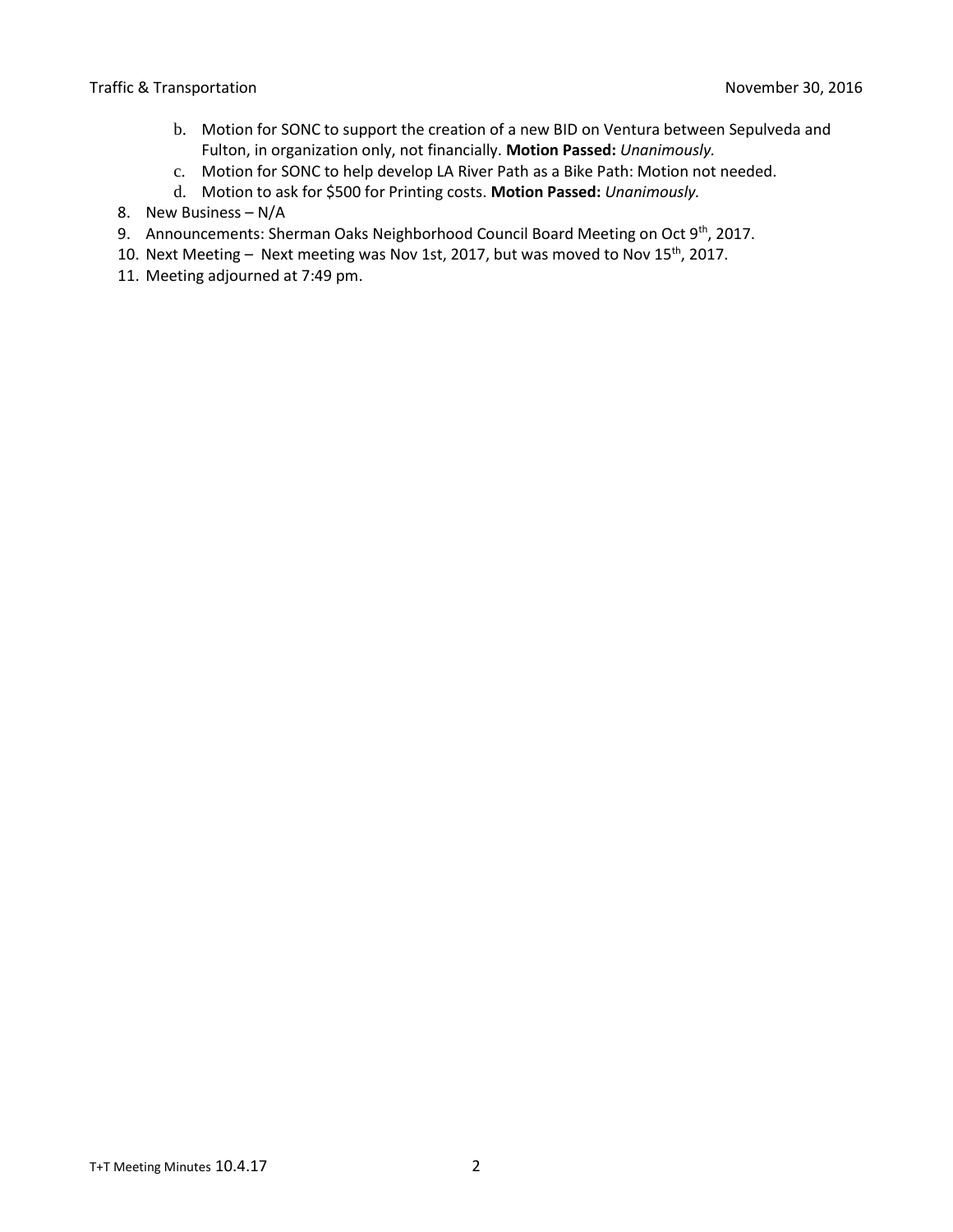b. Motion for SONC to support the creation of a new BID on Ventura between Sepulveda and Fulton, in organization only, not financially. **Motion Passed:** *Unanimously.*
c. Motion for SONC to help develop LA River Path as a Bike Path: Motion not needed.
d. Motion to ask for $500 for Printing costs. **Motion Passed:** *Unanimously.*

8. New Business – N/A
9. Announcements: Sherman Oaks Neighborhood Council Board Meeting on Oct 9th, 2017.
10. Next Meeting – Next meeting was Nov 1st, 2017, but was moved to Nov 15th, 2017.
11. Meeting adjourned at 7:49 pm.